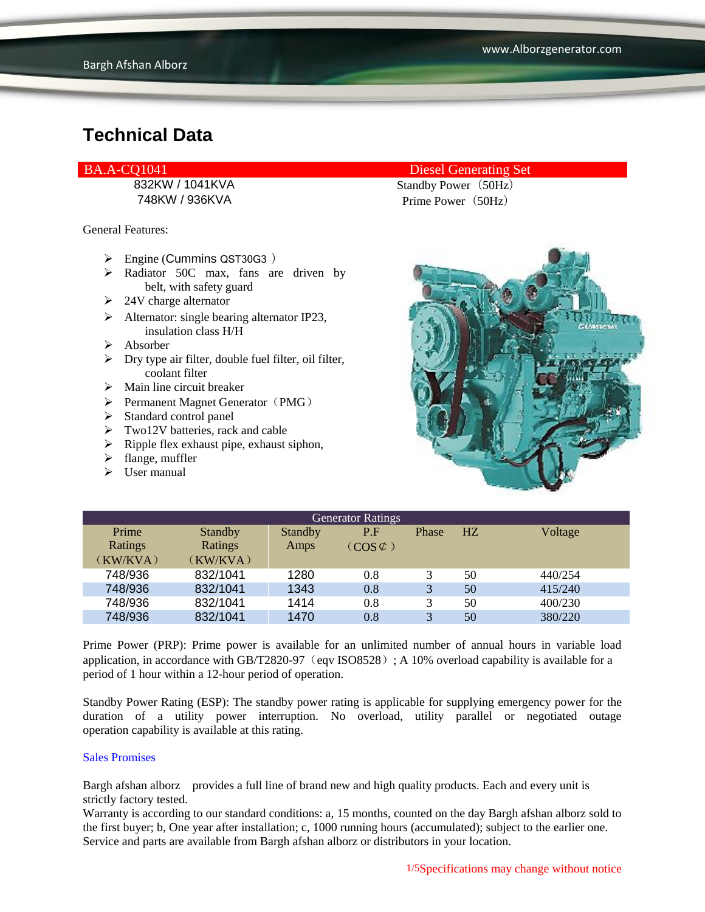# Technical Data

| BA.A-CQ1041 | Diesel Generating Set |
|---|---|
| 832KW / 1041KVA | Standby Power（50Hz） |
| 748KW / 936KVA | Prime Power（50Hz） |

General Features:

- Engine (Cummins QST30G3 ）
- Radiator 50C max, fans are driven by belt, with safety guard
- 24V charge alternator
- Alternator: single bearing alternator IP23, insulation class H/H
- Absorber
- Dry type air filter, double fuel filter, oil filter, coolant filter
- Main line circuit breaker
- Permanent Magnet Generator（PMG）
- Standard control panel
- Two12V batteries, rack and cable
- Ripple flex exhaust pipe, exhaust siphon,
- flange, muffler
- User manual

| Generator Ratings | | | | | | |
|---|---|---|---|---|---|---|
| Prime Ratings （KW/KVA） | Standby Ratings （KW/KVA） | Standby Amps | P.F （COS⊄ ） | Phase | HZ | Voltage |
| 748/936 | 832/1041 | 1280 | 0.8 | 3 | 50 | 440/254 |
| 748/936 | 832/1041 | 1343 | 0.8 | 3 | 50 | 415/240 |
| 748/936 | 832/1041 | 1414 | 0.8 | 3 | 50 | 400/230 |
| 748/936 | 832/1041 | 1470 | 0.8 | 3 | 50 | 380/220 |

Prime Power (PRP): Prime power is available for an unlimited number of annual hours in variable load application, in accordance with GB/T2820-97（eqv ISO8528）; A 10% overload capability is available for a period of 1 hour within a 12-hour period of operation.

Standby Power Rating (ESP): The standby power rating is applicable for supplying emergency power for the duration of a utility power interruption. No overload, utility parallel or negotiated outage operation capability is available at this rating.

Sales Promises

Bargh afshan alborz provides a full line of brand new and high quality products. Each and every unit is strictly factory tested.
Warranty is according to our standard conditions: a, 15 months, counted on the day Bargh afshan alborz sold to the first buyer; b, One year after installation; c, 1000 running hours (accumulated); subject to the earlier one.
Service and parts are available from Bargh afshan alborz or distributors in your location.

Specifications may change without notice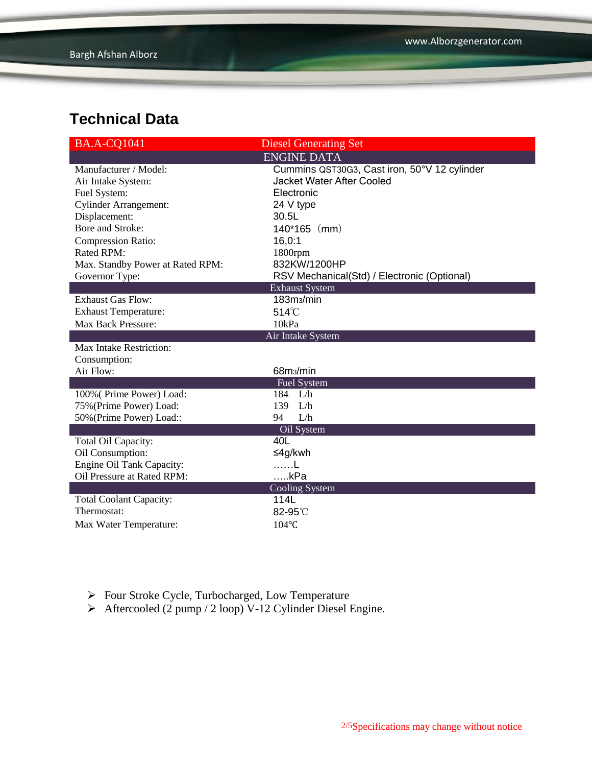## Technical Data

| BA.A-CQ1041 | Diesel Generating Set |
|---|---|
| | ENGINE DATA |
| Manufacturer / Model: | Cummins QST30G3, Cast iron, 50°V 12 cylinder |
| Air Intake System: | Jacket Water After Cooled |
| Fuel System: | Electronic |
| Cylinder Arrangement: | 24 V type |
| Displacement: | 30.5L |
| Bore and Stroke: | 140*165（mm） |
| Compression Ratio: | 16,0:1 |
| Rated RPM: | 1800rpm |
| Max. Standby Power at Rated RPM: | 832KW/1200HP |
| Governor Type: | RSV Mechanical(Std) / Electronic (Optional) |
| | Exhaust System |
| Exhaust Gas Flow: | 183m3/min |
| Exhaust Temperature: | 514℃ |
| Max Back Pressure: | 10kPa |
| | Air Intake System |
| Max Intake Restriction: | |
| Consumption: | |
| Air Flow: | 68m3/min |
| | Fuel System |
| 100%( Prime Power) Load: | 184 L/h |
| 75%(Prime Power) Load: | 139 L/h |
| 50%(Prime Power) Load:: | 94 L/h |
| | Oil System |
| Total Oil Capacity: | 40L |
| Oil Consumption: | ≤4g/kwh |
| Engine Oil Tank Capacity: | ……L |
| Oil Pressure at Rated RPM: | …..kPa |
| | Cooling System |
| Total Coolant Capacity: | 114L |
| Thermostat: | 82-95℃ |
| Max Water Temperature: | 104℃ |

- Four Stroke Cycle, Turbocharged, Low Temperature
- Aftercooled (2 pump / 2 loop) V-12 Cylinder Diesel Engine.

Specifications may change without notice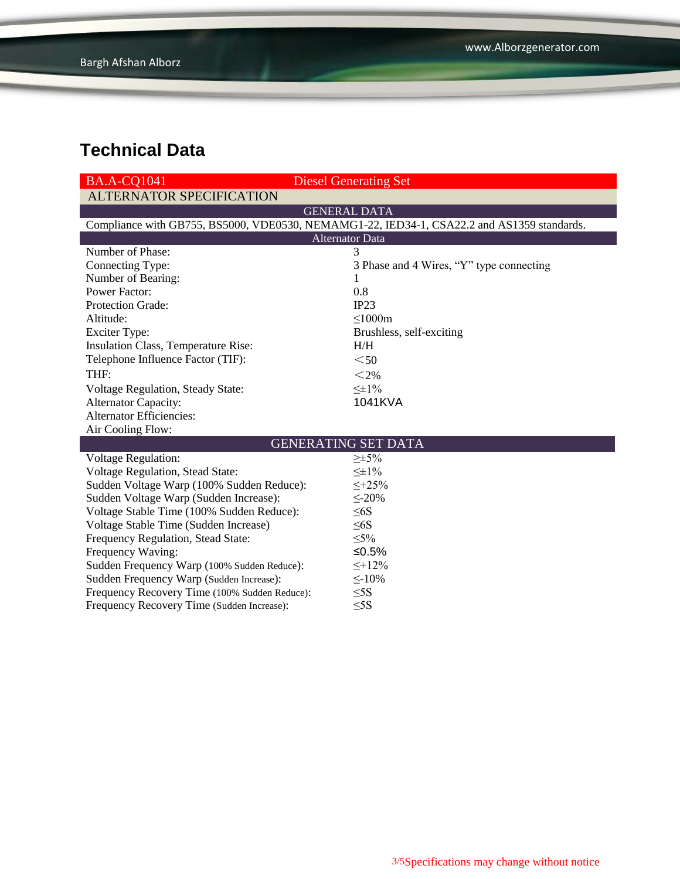# Technical Data

| BA.A-CQ1041 | Diesel Generating Set |
|---|---|
| **ALTERNATOR SPECIFICATION** | |
| **GENERAL DATA** | |
| Compliance with GB755, BS5000, VDE0530, NEMAMG1-22, IED34-1, CSA22.2 and AS1359 standards. | |
| **Alternator Data** | |
| Number of Phase: | 3 |
| Connecting Type: | 3 Phase and 4 Wires, “Y” type connecting |
| Number of Bearing: | 1 |
| Power Factor: | 0.8 |
| Protection Grade: | IP23 |
| Altitude: | ≤1000m |
| Exciter Type: | Brushless, self-exciting |
| Insulation Class, Temperature Rise: | H/H |
| Telephone Influence Factor (TIF): | ＜50 |
| THF: | ＜2% |
| Voltage Regulation, Steady State: | ≤±1% |
| Alternator Capacity: | 1041KVA |
| Alternator Efficiencies: | |
| Air Cooling Flow: | |
| **GENERATING SET DATA** | |
| Voltage Regulation: | ≥±5% |
| Voltage Regulation, Stead State: | ≤±1% |
| Sudden Voltage Warp (100% Sudden Reduce): | ≤+25% |
| Sudden Voltage Warp (Sudden Increase): | ≤-20% |
| Voltage Stable Time (100% Sudden Reduce): | ≤6S |
| Voltage Stable Time (Sudden Increase) | ≤6S |
| Frequency Regulation, Stead State: | ≤5% |
| Frequency Waving: | ≤0.5% |
| Sudden Frequency Warp (100% Sudden Reduce): | ≤+12% |
| Sudden Frequency Warp (Sudden Increase): | ≤-10% |
| Frequency Recovery Time (100% Sudden Reduce): | ≤5S |
| Frequency Recovery Time (Sudden Increase): | ≤5S |

Specifications may change without notice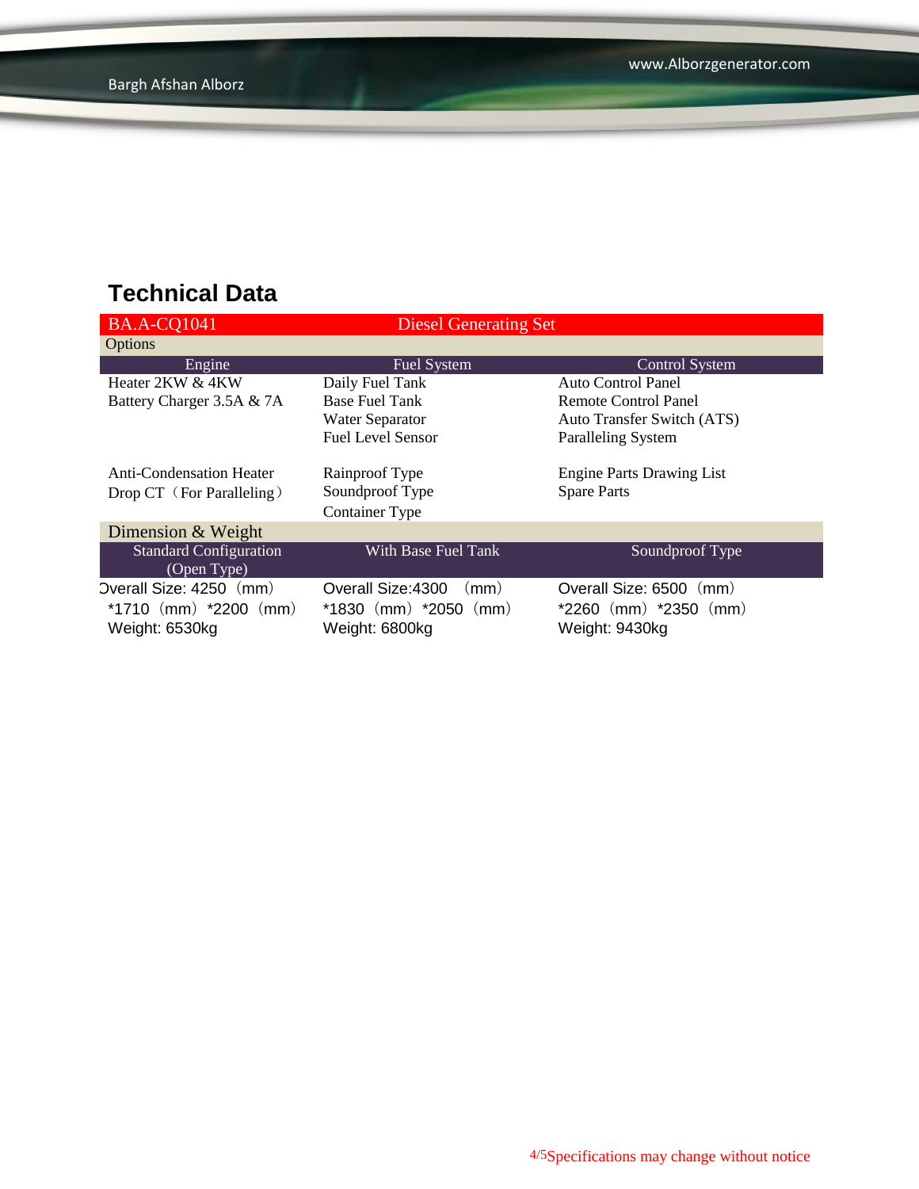## Technical Data

| BA.A-CQ1041 | Diesel Generating Set | |
|---|---|---|
| **Options** | | |
| **Engine** | **Fuel System** | **Control System** |
| Heater 2KW & 4KW<br>Battery Charger 3.5A & 7A | Daily Fuel Tank<br>Base Fuel Tank<br>Water Separator<br>Fuel Level Sensor | Auto Control Panel<br>Remote Control Panel<br>Auto Transfer Switch (ATS)<br>Paralleling System |
| Anti-Condensation Heater<br>Drop CT（For Paralleling） | Rainproof Type<br>Soundproof Type<br>Container Type | Engine Parts Drawing List<br>Spare Parts |
| **Dimension & Weight** | | |
| **Standard Configuration (Open Type)** | **With Base Fuel Tank** | **Soundproof Type** |
| Overall Size: 4250（mm）*1710（mm）*2200（mm）<br>Weight: 6530kg | Overall Size:4300（mm）*1830（mm）*2050（mm）<br>Weight: 6800kg | Overall Size: 6500（mm）*2260（mm）*2350（mm）<br>Weight: 9430kg |

Specifications may change without notice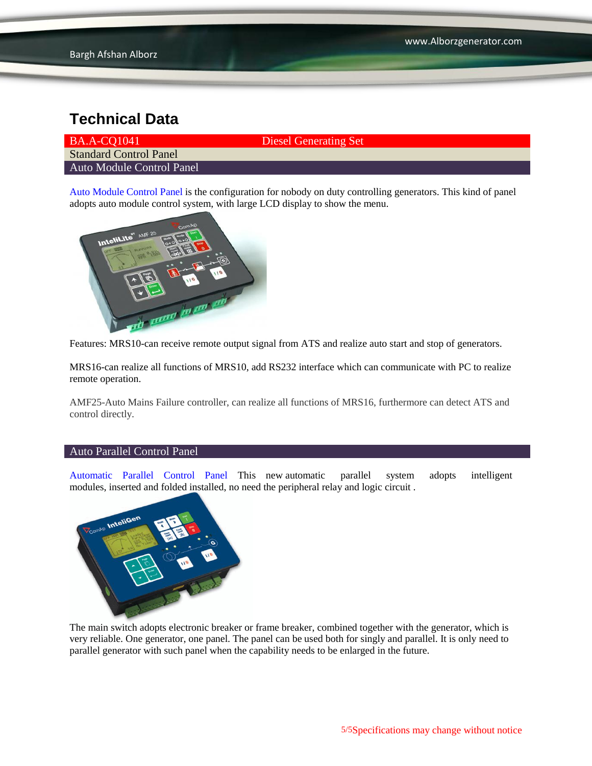# Technical Data

| | |
|---|---|
| BA.A-CQ1041 | Diesel Generating Set |
| Standard Control Panel | |
| Auto Module Control Panel | |

Auto Module Control Panel is the configuration for nobody on duty controlling generators. This kind of panel adopts auto module control system, with large LCD display to show the menu.

Features: MRS10-can receive remote output signal from ATS and realize auto start and stop of generators.

MRS16-can realize all functions of MRS10, add RS232 interface which can communicate with PC to realize remote operation.

AMF25-Auto Mains Failure controller, can realize all functions of MRS16, furthermore can detect ATS and control directly.

## Auto Parallel Control Panel

Automatic Parallel Control Panel This new automatic parallel system adopts intelligent modules, inserted and folded installed, no need the peripheral relay and logic circuit .

The main switch adopts electronic breaker or frame breaker, combined together with the generator, which is very reliable. One generator, one panel. The panel can be used both for singly and parallel. It is only need to parallel generator with such panel when the capability needs to be enlarged in the future.

Specifications may change without notice